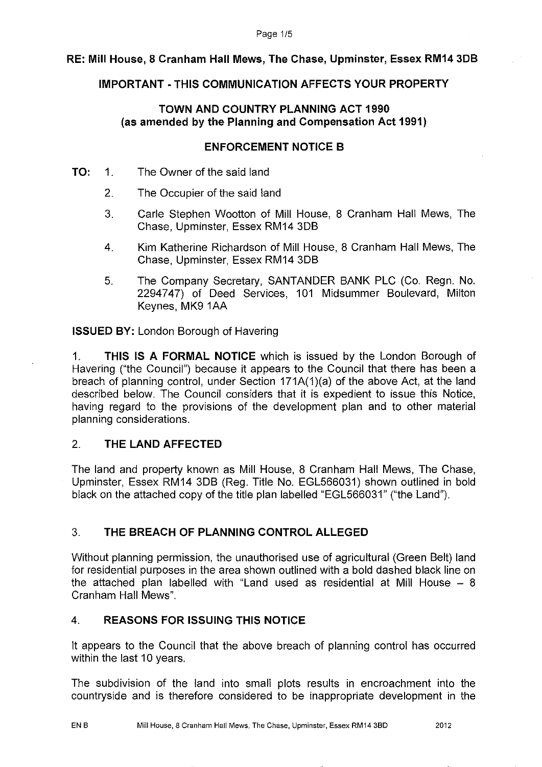**RE: Mill House, 8 Cranham Hall Mews, The Chase, Upminster, Essex RM14 3DB**

**IMPORTANT - THIS COMMUNICATION AFFECTS YOUR PROPERTY**

**TOWN AND COUNTRY PLANNING ACT 1990**
**(as amended by the Planning and Compensation Act 1991)**

**ENFORCEMENT NOTICE B**

**TO:**

1. The Owner of the said land
2. The Occupier of the said land
3. Carle Stephen Wootton of Mill House, 8 Cranham Hall Mews, The Chase, Upminster, Essex RM14 3DB
4. Kim Katherine Richardson of Mill House, 8 Cranham Hall Mews, The Chase, Upminster, Essex RM14 3DB
5. The Company Secretary, SANTANDER BANK PLC (Co. Regn. No. 2294747) of Deed Services, 101 Midsummer Boulevard, Milton Keynes, MK9 1AA

**ISSUED BY:** London Borough of Havering

1. **THIS IS A FORMAL NOTICE** which is issued by the London Borough of Havering ("the Council") because it appears to the Council that there has been a breach of planning control, under Section 171A(1)(a) of the above Act, at the land described below. The Council considers that it is expedient to issue this Notice, having regard to the provisions of the development plan and to other material planning considerations.

## 2. THE LAND AFFECTED

The land and property known as Mill House, 8 Cranham Hall Mews, The Chase, Upminster, Essex RM14 3DB (Reg. Title No. EGL566031) shown outlined in bold black on the attached copy of the title plan labelled "EGL566031" ("the Land").

## 3. THE BREACH OF PLANNING CONTROL ALLEGED

Without planning permission, the unauthorised use of agricultural (Green Belt) land for residential purposes in the area shown outlined with a bold dashed black line on the attached plan labelled with "Land used as residential at Mill House – 8 Cranham Hall Mews".

## 4. REASONS FOR ISSUING THIS NOTICE

It appears to the Council that the above breach of planning control has occurred within the last 10 years.

The subdivision of the land into small plots results in encroachment into the countryside and is therefore considered to be inappropriate development in the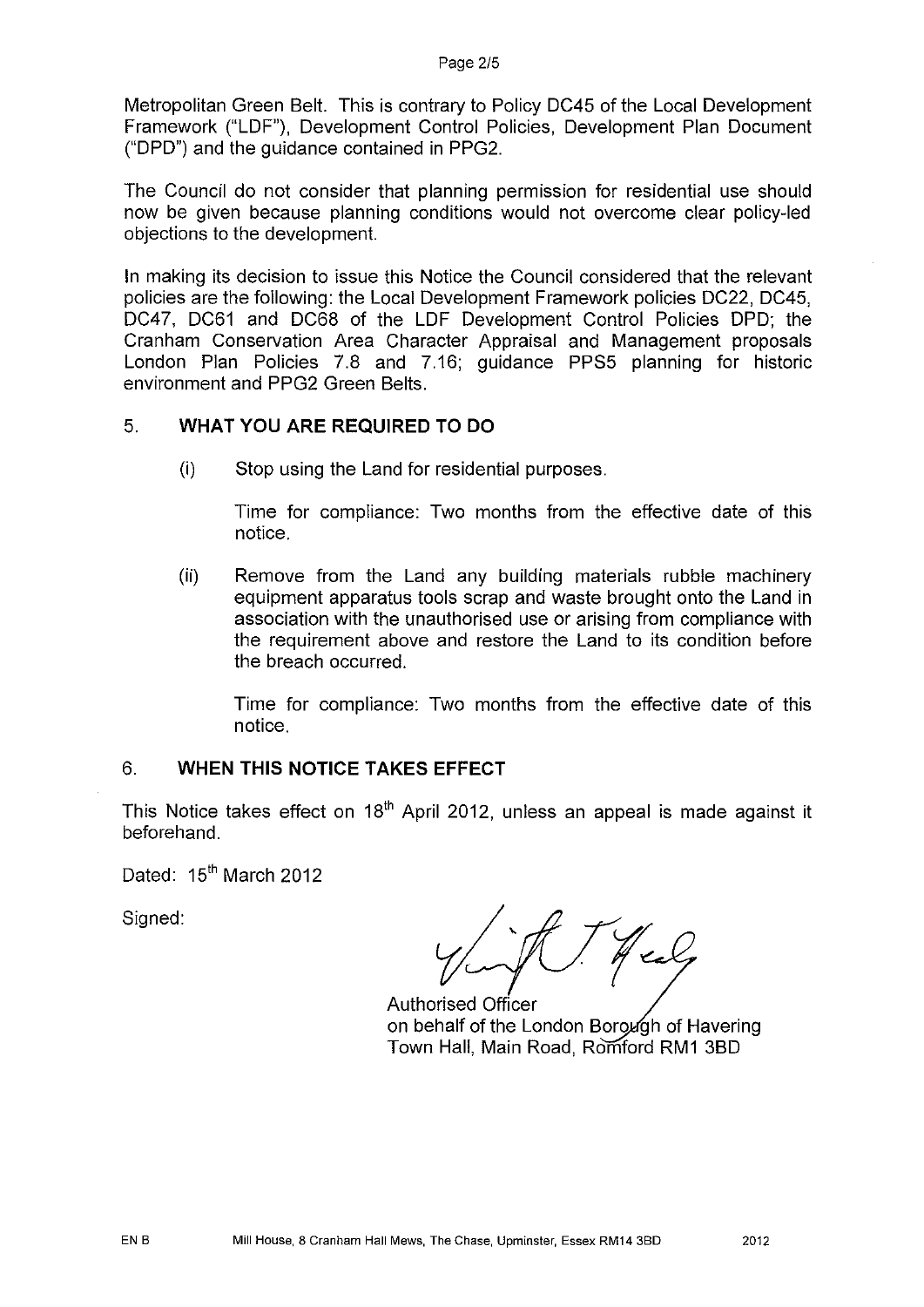Metropolitan Green Belt. This is contrary to Policy DC45 of the Local Development Framework ("LDF"), Development Control Policies, Development Plan Document ("DPD") and the guidance contained in PPG2.

The Council do not consider that planning permission for residential use should now be given because planning conditions would not overcome clear policy-led objections to the development.

In making its decision to issue this Notice the Council considered that the relevant policies are the following: the Local Development Framework policies DC22, DC45, DC47, DC61 and DC68 of the LDF Development Control Policies DPD; the Cranham Conservation Area Character Appraisal and Management proposals London Plan Policies 7.8 and 7.16; guidance PPS5 planning for historic environment and PPG2 Green Belts.

## 5. WHAT YOU ARE REQUIRED TO DO

(i) Stop using the Land for residential purposes.

Time for compliance: Two months from the effective date of this notice.

(ii) Remove from the Land any building materials rubble machinery equipment apparatus tools scrap and waste brought onto the Land in association with the unauthorised use or arising from compliance with the requirement above and restore the Land to its condition before the breach occurred.

Time for compliance: Two months from the effective date of this notice.

## 6. WHEN THIS NOTICE TAKES EFFECT

This Notice takes effect on 18th April 2012, unless an appeal is made against it beforehand.

Dated: 15th March 2012

Signed:

Authorised Officer
on behalf of the London Borough of Havering
Town Hall, Main Road, Romford RM1 3BD

EN B Mill House, 8 Cranham Hall Mews, The Chase, Upminster, Essex RM14 3BD 2012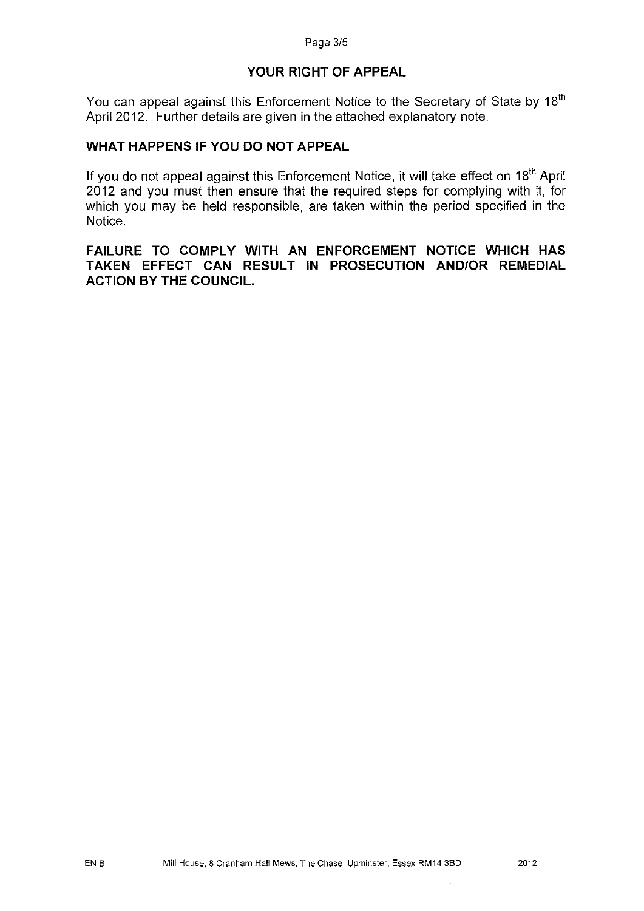## YOUR RIGHT OF APPEAL

You can appeal against this Enforcement Notice to the Secretary of State by 18th April 2012. Further details are given in the attached explanatory note.

## WHAT HAPPENS IF YOU DO NOT APPEAL

If you do not appeal against this Enforcement Notice, it will take effect on 18th April 2012 and you must then ensure that the required steps for complying with it, for which you may be held responsible, are taken within the period specified in the Notice.

**FAILURE TO COMPLY WITH AN ENFORCEMENT NOTICE WHICH HAS TAKEN EFFECT CAN RESULT IN PROSECUTION AND/OR REMEDIAL ACTION BY THE COUNCIL.**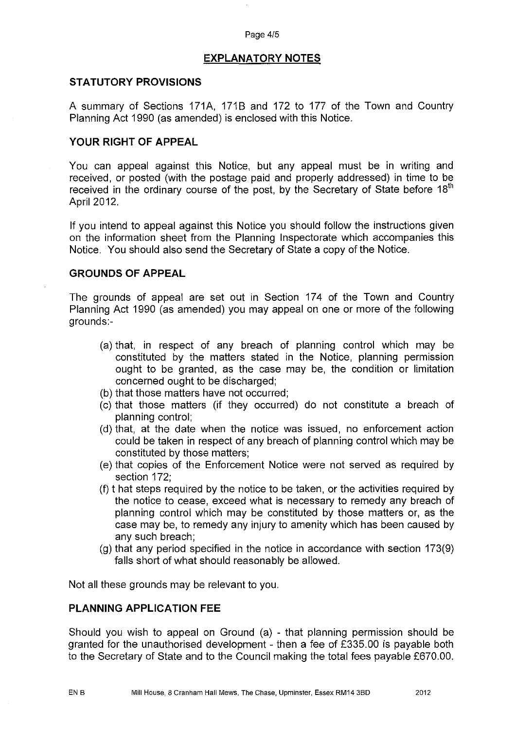## EXPLANATORY NOTES

### STATUTORY PROVISIONS

A summary of Sections 171A, 171B and 172 to 177 of the Town and Country Planning Act 1990 (as amended) is enclosed with this Notice.

### YOUR RIGHT OF APPEAL

You can appeal against this Notice, but any appeal must be in writing and received, or posted (with the postage paid and properly addressed) in time to be received in the ordinary course of the post, by the Secretary of State before 18th April 2012.

If you intend to appeal against this Notice you should follow the instructions given on the information sheet from the Planning Inspectorate which accompanies this Notice. You should also send the Secretary of State a copy of the Notice.

### GROUNDS OF APPEAL

The grounds of appeal are set out in Section 174 of the Town and Country Planning Act 1990 (as amended) you may appeal on one or more of the following grounds:-

(a) that, in respect of any breach of planning control which may be constituted by the matters stated in the Notice, planning permission ought to be granted, as the case may be, the condition or limitation concerned ought to be discharged;
(b) that those matters have not occurred;
(c) that those matters (if they occurred) do not constitute a breach of planning control;
(d) that, at the date when the notice was issued, no enforcement action could be taken in respect of any breach of planning control which may be constituted by those matters;
(e) that copies of the Enforcement Notice were not served as required by section 172;
(f) t hat steps required by the notice to be taken, or the activities required by the notice to cease, exceed what is necessary to remedy any breach of planning control which may be constituted by those matters or, as the case may be, to remedy any injury to amenity which has been caused by any such breach;
(g) that any period specified in the notice in accordance with section 173(9) falls short of what should reasonably be allowed.

Not all these grounds may be relevant to you.

### PLANNING APPLICATION FEE

Should you wish to appeal on Ground (a) - that planning permission should be granted for the unauthorised development - then a fee of £335.00 is payable both to the Secretary of State and to the Council making the total fees payable £670.00.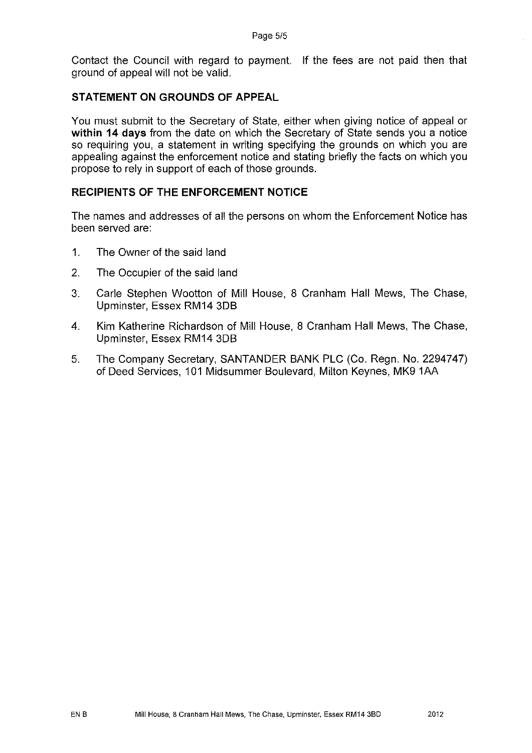Contact the Council with regard to payment. If the fees are not paid then that ground of appeal will not be valid.

## STATEMENT ON GROUNDS OF APPEAL

You must submit to the Secretary of State, either when giving notice of appeal or **within 14 days** from the date on which the Secretary of State sends you a notice so requiring you, a statement in writing specifying the grounds on which you are appealing against the enforcement notice and stating briefly the facts on which you propose to rely in support of each of those grounds.

## RECIPIENTS OF THE ENFORCEMENT NOTICE

The names and addresses of all the persons on whom the Enforcement Notice has been served are:

1. The Owner of the said land
2. The Occupier of the said land
3. Carle Stephen Wootton of Mill House, 8 Cranham Hall Mews, The Chase, Upminster, Essex RM14 3DB
4. Kim Katherine Richardson of Mill House, 8 Cranham Hall Mews, The Chase, Upminster, Essex RM14 3DB
5. The Company Secretary, SANTANDER BANK PLC (Co. Regn. No. 2294747) of Deed Services, 101 Midsummer Boulevard, Milton Keynes, MK9 1AA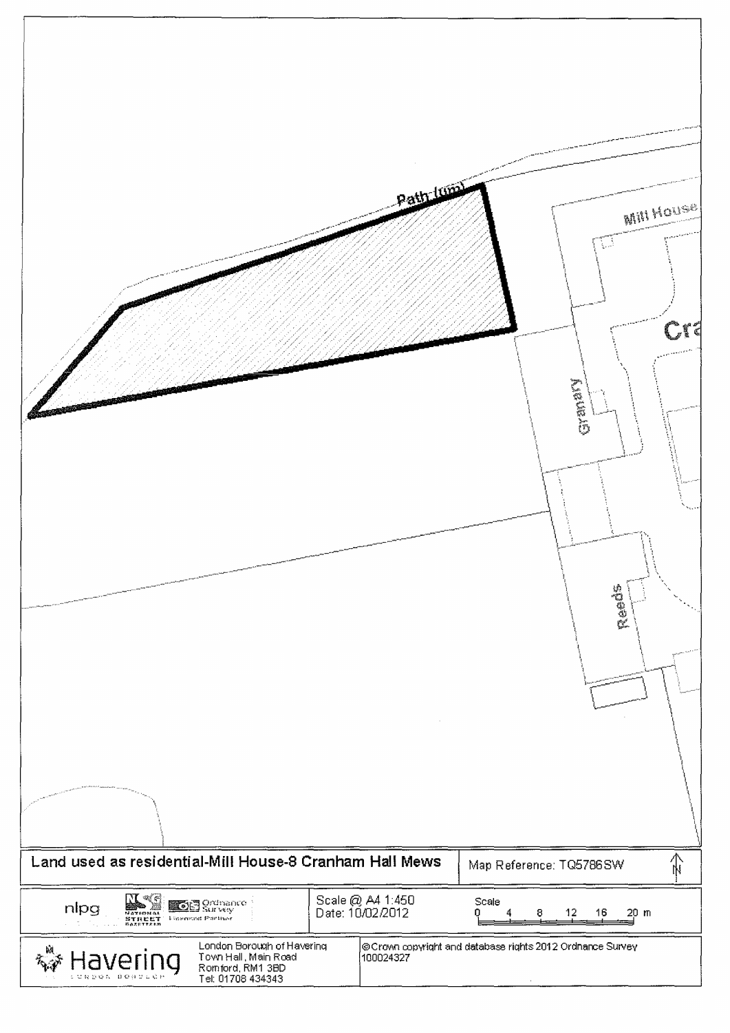Path (um)

Mill House

Cra

Granary

Reeds

| Land used as residential-Mill House-8 Cranham Hall Mews | Map Reference: TQ5786SW |
|---|---|

nlpg | National Street Gazetteer | Ordnance Survey Licensed Partner

Scale @ A4 1:450
Date: 10/02/2012

Scale
0 4 8 12 16 20 m

Havering London Borough

London Borough of Havering
Town Hall, Main Road
Romford, RM1 3BD
Tel: 01708 434343

©Crown copyright and database rights 2012 Ordnance Survey 100024327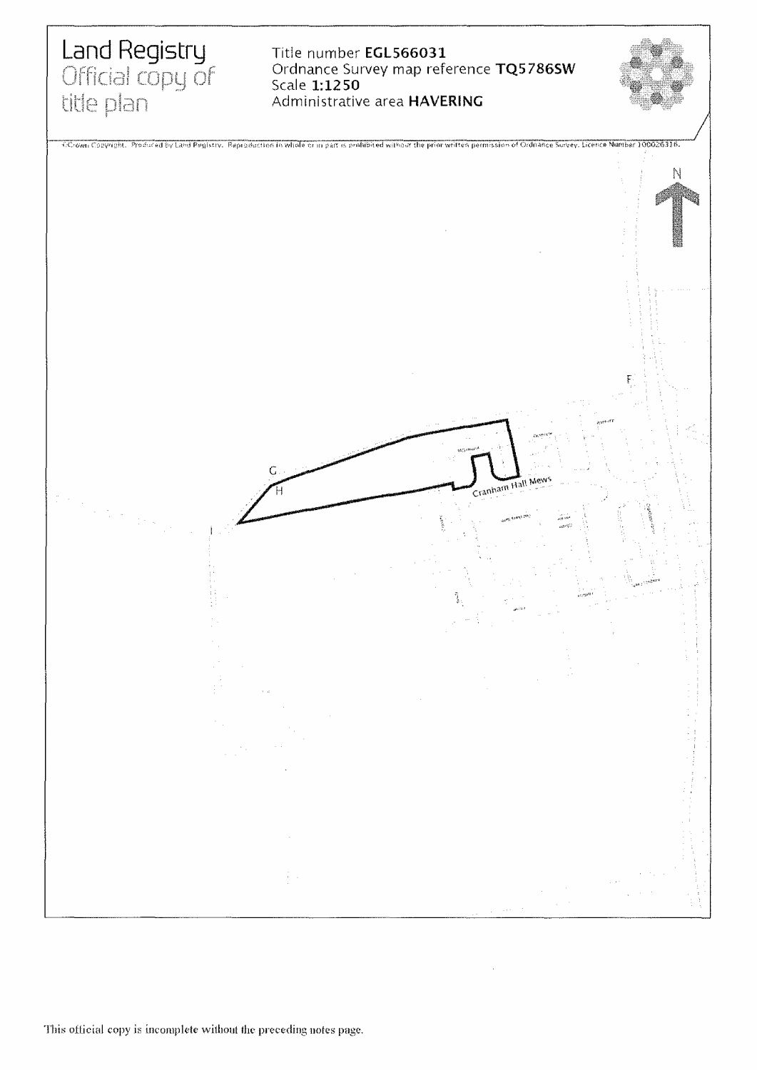# Land Registry
## Official copy of title plan

Title number **EGL566031**
Ordnance Survey map reference **TQ5786SW**
Scale **1:1250**
Administrative area **HAVERING**

©Crown Copyright. Produced by Land Registry. Reproduction in whole or in part is prohibited without the prior written permission of Ordnance Survey. Licence Number 100026316.

N

F

G

H

I

Cranham Hall Mews

This official copy is incomplete without the preceding notes page.